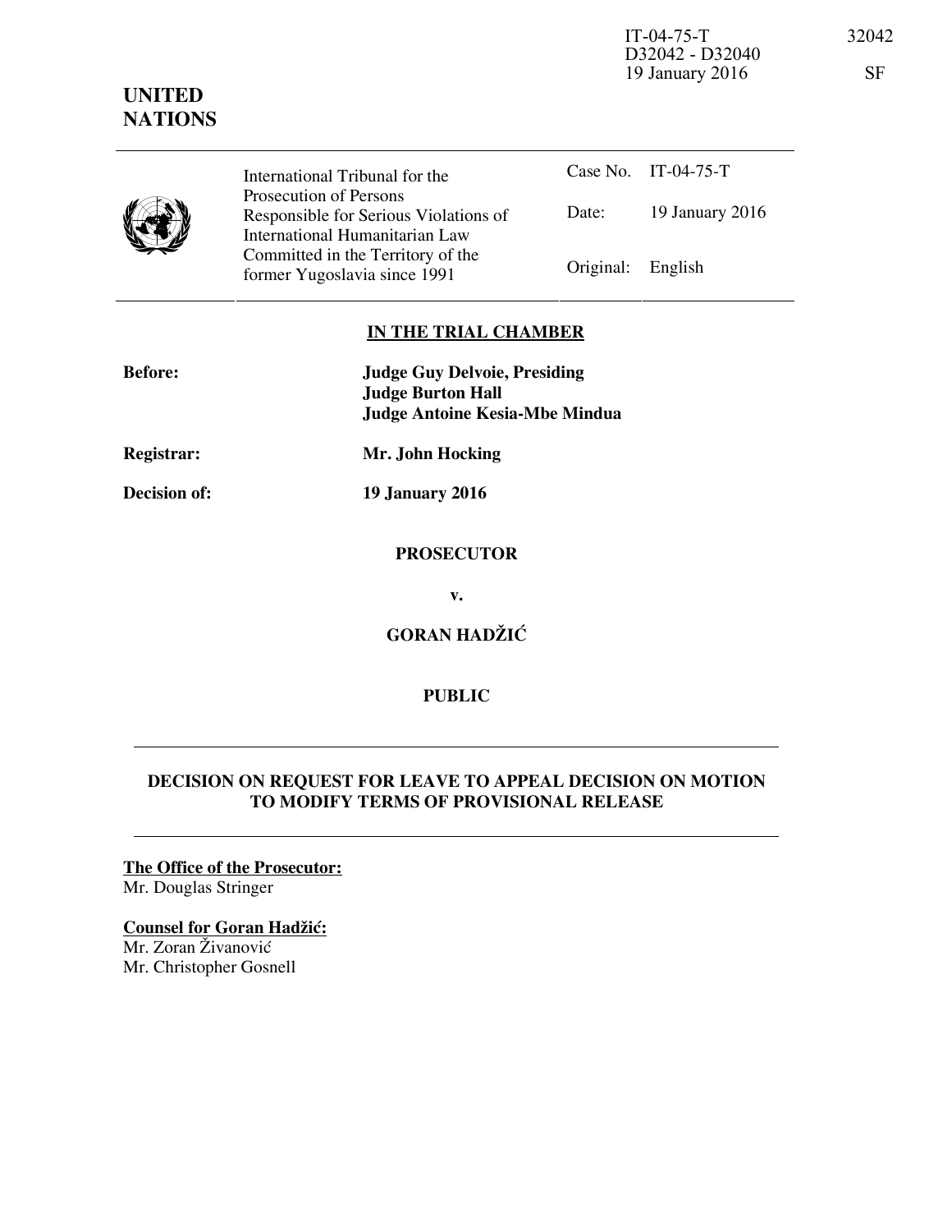IT-04-75-T 32042
D32042 - D32040
19 January 2016 SF

**UNITED NATIONS**

| International Tribunal for the Prosecution of Persons Responsible for Serious Violations of International Humanitarian Law Committed in the Territory of the former Yugoslavia since 1991 | Case No. | IT-04-75-T |
|---|---|---|
| | Date: | 19 January 2016 |
| | Original: | English |

## IN THE TRIAL CHAMBER

**Before:** **Judge Guy Delvoie, Presiding**
**Judge Burton Hall**
**Judge Antoine Kesia-Mbe Mindua**

**Registrar:** **Mr. John Hocking**

**Decision of:** **19 January 2016**

**PROSECUTOR**

**v.**

**GORAN HADŽIĆ**

**PUBLIC**

## DECISION ON REQUEST FOR LEAVE TO APPEAL DECISION ON MOTION TO MODIFY TERMS OF PROVISIONAL RELEASE

**The Office of the Prosecutor:**
Mr. Douglas Stringer

**Counsel for Goran Hadžić:**
Mr. Zoran Živanović
Mr. Christopher Gosnell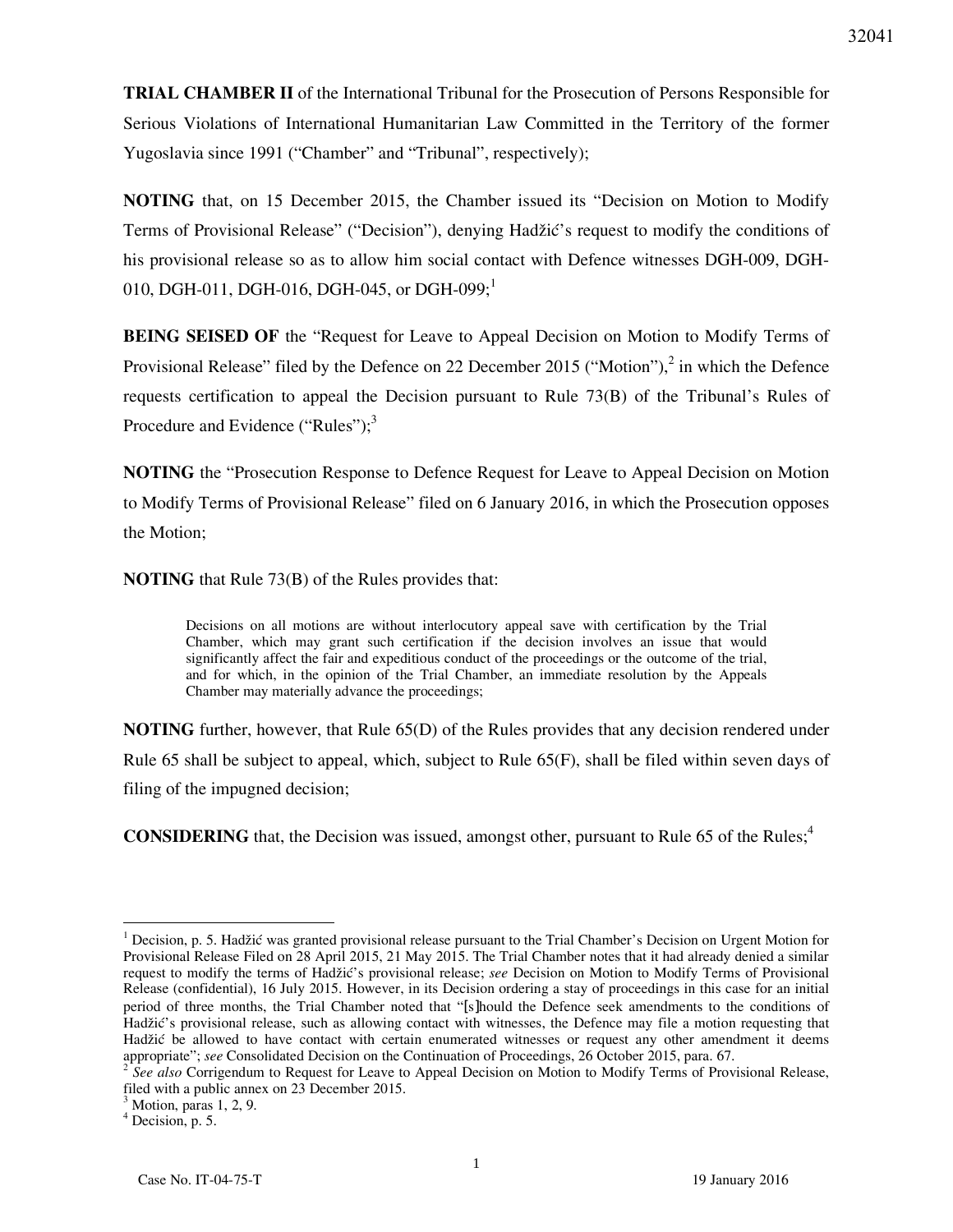**TRIAL CHAMBER II** of the International Tribunal for the Prosecution of Persons Responsible for Serious Violations of International Humanitarian Law Committed in the Territory of the former Yugoslavia since 1991 ("Chamber" and "Tribunal", respectively);

**NOTING** that, on 15 December 2015, the Chamber issued its "Decision on Motion to Modify Terms of Provisional Release" ("Decision"), denying Hadžić's request to modify the conditions of his provisional release so as to allow him social contact with Defence witnesses DGH-009, DGH-010, DGH-011, DGH-016, DGH-045, or DGH-099;[1]

**BEING SEISED OF** the "Request for Leave to Appeal Decision on Motion to Modify Terms of Provisional Release" filed by the Defence on 22 December 2015 ("Motion"),[2] in which the Defence requests certification to appeal the Decision pursuant to Rule 73(B) of the Tribunal's Rules of Procedure and Evidence ("Rules");[3]

**NOTING** the "Prosecution Response to Defence Request for Leave to Appeal Decision on Motion to Modify Terms of Provisional Release" filed on 6 January 2016, in which the Prosecution opposes the Motion;

**NOTING** that Rule 73(B) of the Rules provides that:

> Decisions on all motions are without interlocutory appeal save with certification by the Trial Chamber, which may grant such certification if the decision involves an issue that would significantly affect the fair and expeditious conduct of the proceedings or the outcome of the trial, and for which, in the opinion of the Trial Chamber, an immediate resolution by the Appeals Chamber may materially advance the proceedings;

**NOTING** further, however, that Rule 65(D) of the Rules provides that any decision rendered under Rule 65 shall be subject to appeal, which, subject to Rule 65(F), shall be filed within seven days of filing of the impugned decision;

**CONSIDERING** that, the Decision was issued, amongst other, pursuant to Rule 65 of the Rules;[4]

---

[1] Decision, p. 5. Hadžić was granted provisional release pursuant to the Trial Chamber's Decision on Urgent Motion for Provisional Release Filed on 28 April 2015, 21 May 2015. The Trial Chamber notes that it had already denied a similar request to modify the terms of Hadžić's provisional release; *see* Decision on Motion to Modify Terms of Provisional Release (confidential), 16 July 2015. However, in its Decision ordering a stay of proceedings in this case for an initial period of three months, the Trial Chamber noted that "[s]hould the Defence seek amendments to the conditions of Hadžić's provisional release, such as allowing contact with witnesses, the Defence may file a motion requesting that Hadžić be allowed to have contact with certain enumerated witnesses or request any other amendment it deems appropriate"; *see* Consolidated Decision on the Continuation of Proceedings, 26 October 2015, para. 67.

[2] *See also* Corrigendum to Request for Leave to Appeal Decision on Motion to Modify Terms of Provisional Release, filed with a public annex on 23 December 2015.

[3] Motion, paras 1, 2, 9.

[4] Decision, p. 5.

Case No. IT-04-75-T 19 January 2016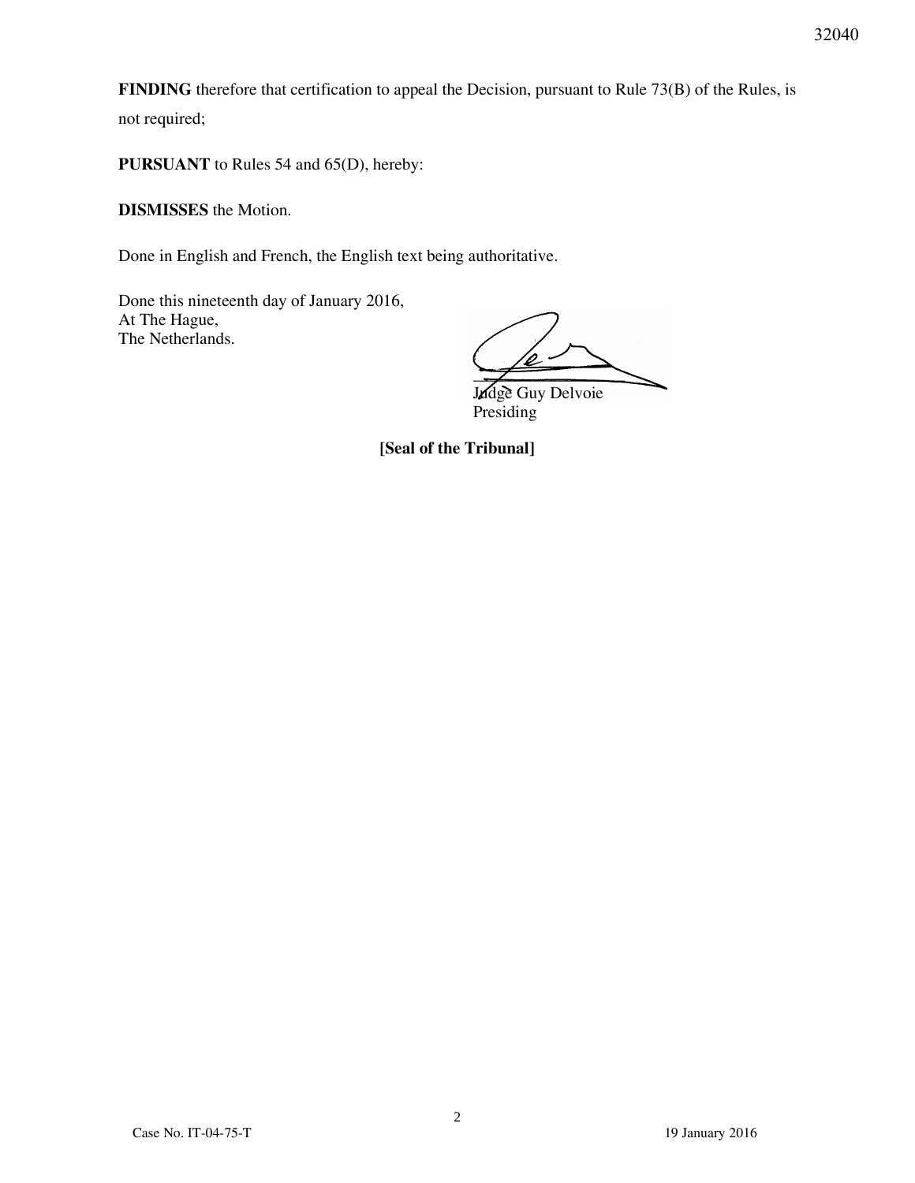**FINDING** therefore that certification to appeal the Decision, pursuant to Rule 73(B) of the Rules, is not required;

**PURSUANT** to Rules 54 and 65(D), hereby:

**DISMISSES** the Motion.

Done in English and French, the English text being authoritative.

Done this nineteenth day of January 2016,
At The Hague,
The Netherlands.

Judge Guy Delvoie
Presiding

**[Seal of the Tribunal]**